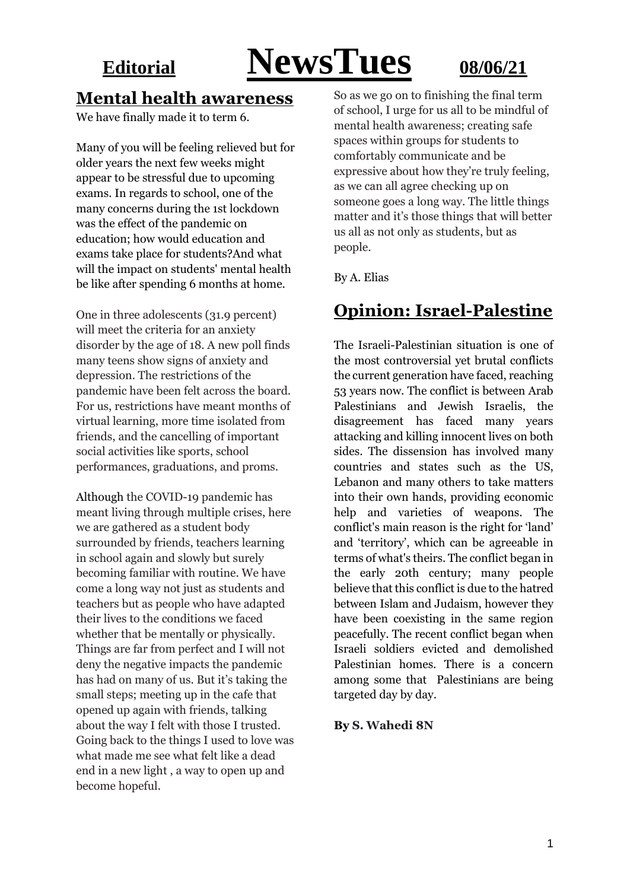# Editorial **NewsTues** 08/06/21

## Mental health awareness

We have finally made it to term 6.

Many of you will be feeling relieved but for older years the next few weeks might appear to be stressful due to upcoming exams. In regards to school, one of the many concerns during the 1st lockdown was the effect of the pandemic on education; how would education and exams take place for students?And what will the impact on students' mental health be like after spending 6 months at home.

One in three adolescents (31.9 percent) will meet the criteria for an anxiety disorder by the age of 18. A new poll finds many teens show signs of anxiety and depression. The restrictions of the pandemic have been felt across the board. For us, restrictions have meant months of virtual learning, more time isolated from friends, and the cancelling of important social activities like sports, school performances, graduations, and proms.

Although the COVID-19 pandemic has meant living through multiple crises, here we are gathered as a student body surrounded by friends, teachers learning in school again and slowly but surely becoming familiar with routine. We have come a long way not just as students and teachers but as people who have adapted their lives to the conditions we faced whether that be mentally or physically. Things are far from perfect and I will not deny the negative impacts the pandemic has had on many of us. But it's taking the small steps; meeting up in the cafe that opened up again with friends, talking about the way I felt with those I trusted. Going back to the things I used to love was what made me see what felt like a dead end in a new light , a way to open up and become hopeful.

So as we go on to finishing the final term of school, I urge for us all to be mindful of mental health awareness; creating safe spaces within groups for students to comfortably communicate and be expressive about how they're truly feeling, as we can all agree checking up on someone goes a long way. The little things matter and it's those things that will better us all as not only as students, but as people.

By A. Elias

## Opinion: Israel-Palestine

The Israeli-Palestinian situation is one of the most controversial yet brutal conflicts the current generation have faced, reaching 53 years now. The conflict is between Arab Palestinians and Jewish Israelis, the disagreement has faced many years attacking and killing innocent lives on both sides. The dissension has involved many countries and states such as the US, Lebanon and many others to take matters into their own hands, providing economic help and varieties of weapons. The conflict's main reason is the right for 'land' and 'territory', which can be agreeable in terms of what's theirs. The conflict began in the early 20th century; many people believe that this conflict is due to the hatred between Islam and Judaism, however they have been coexisting in the same region peacefully. The recent conflict began when Israeli soldiers evicted and demolished Palestinian homes. There is a concern among some that Palestinians are being targeted day by day.

**By S. Wahedi 8N**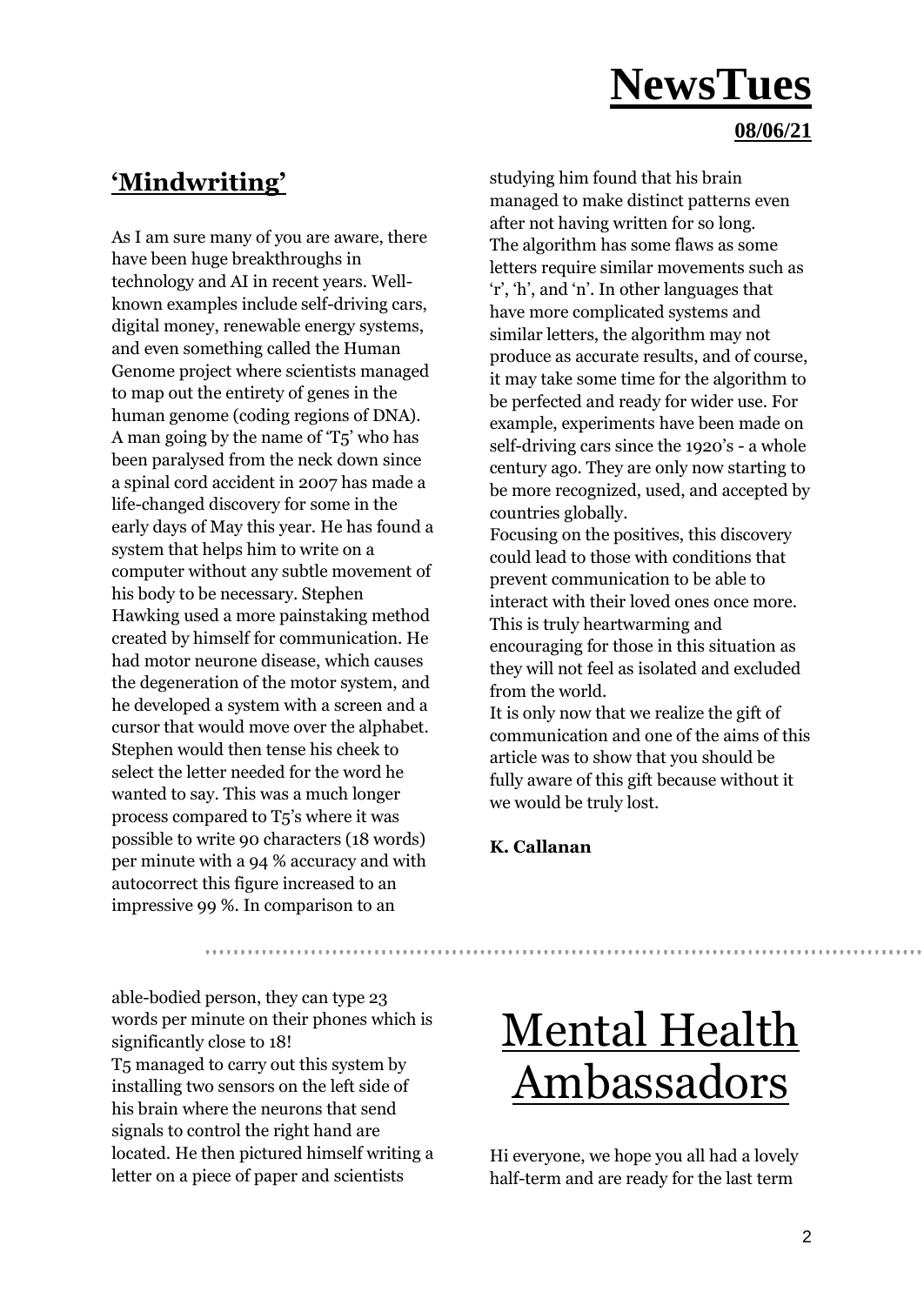# NewsTues

**08/06/21**

## 'Mindwriting'

As I am sure many of you are aware, there have been huge breakthroughs in technology and AI in recent years. Well-known examples include self-driving cars, digital money, renewable energy systems, and even something called the Human Genome project where scientists managed to map out the entirety of genes in the human genome (coding regions of DNA).
A man going by the name of 'T5' who has been paralysed from the neck down since a spinal cord accident in 2007 has made a life-changed discovery for some in the early days of May this year. He has found a system that helps him to write on a computer without any subtle movement of his body to be necessary. Stephen Hawking used a more painstaking method created by himself for communication. He had motor neurone disease, which causes the degeneration of the motor system, and he developed a system with a screen and a cursor that would move over the alphabet. Stephen would then tense his cheek to select the letter needed for the word he wanted to say. This was a much longer process compared to T5's where it was possible to write 90 characters (18 words) per minute with a 94 % accuracy and with autocorrect this figure increased to an impressive 99 %. In comparison to an able-bodied person, they can type 23 words per minute on their phones which is significantly close to 18!
T5 managed to carry out this system by installing two sensors on the left side of his brain where the neurons that send signals to control the right hand are located. He then pictured himself writing a letter on a piece of paper and scientists studying him found that his brain managed to make distinct patterns even after not having written for so long.
The algorithm has some flaws as some letters require similar movements such as 'r', 'h', and 'n'. In other languages that have more complicated systems and similar letters, the algorithm may not produce as accurate results, and of course, it may take some time for the algorithm to be perfected and ready for wider use. For example, experiments have been made on self-driving cars since the 1920's - a whole century ago. They are only now starting to be more recognized, used, and accepted by countries globally.
Focusing on the positives, this discovery could lead to those with conditions that prevent communication to be able to interact with their loved ones once more. This is truly heartwarming and encouraging for those in this situation as they will not feel as isolated and excluded from the world.
It is only now that we realize the gift of communication and one of the aims of this article was to show that you should be fully aware of this gift because without it we would be truly lost.

**K. Callanan**

## Mental Health Ambassadors

Hi everyone, we hope you all had a lovely half-term and are ready for the last term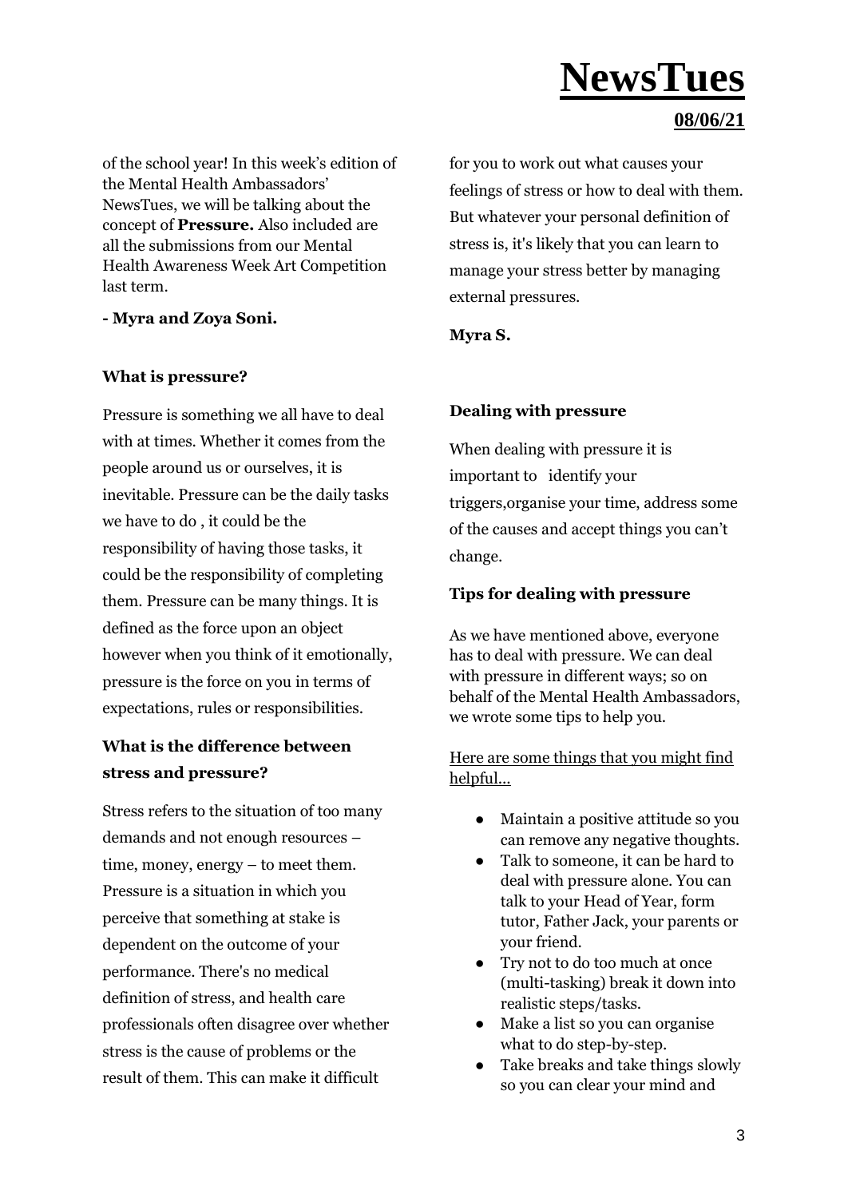# NewsTues

## 08/06/21

of the school year! In this week's edition of the Mental Health Ambassadors' NewsTues, we will be talking about the concept of **Pressure.** Also included are all the submissions from our Mental Health Awareness Week Art Competition last term.

**- Myra and Zoya Soni.**

### What is pressure?

Pressure is something we all have to deal with at times. Whether it comes from the people around us or ourselves, it is inevitable. Pressure can be the daily tasks we have to do , it could be the responsibility of having those tasks, it could be the responsibility of completing them. Pressure can be many things. It is defined as the force upon an object however when you think of it emotionally, pressure is the force on you in terms of expectations, rules or responsibilities.

### What is the difference between stress and pressure?

Stress refers to the situation of too many demands and not enough resources – time, money, energy – to meet them. Pressure is a situation in which you perceive that something at stake is dependent on the outcome of your performance. There's no medical definition of stress, and health care professionals often disagree over whether stress is the cause of problems or the result of them. This can make it difficult for you to work out what causes your feelings of stress or how to deal with them. But whatever your personal definition of stress is, it's likely that you can learn to manage your stress better by managing external pressures.

**Myra S.**

### Dealing with pressure

When dealing with pressure it is important to identify your triggers,organise your time, address some of the causes and accept things you can't change.

### Tips for dealing with pressure

As we have mentioned above, everyone has to deal with pressure. We can deal with pressure in different ways; so on behalf of the Mental Health Ambassadors, we wrote some tips to help you.

<u>Here are some things that you might find helpful...</u>

- Maintain a positive attitude so you can remove any negative thoughts.
- Talk to someone, it can be hard to deal with pressure alone. You can talk to your Head of Year, form tutor, Father Jack, your parents or your friend.
- Try not to do too much at once (multi-tasking) break it down into realistic steps/tasks.
- Make a list so you can organise what to do step-by-step.
- Take breaks and take things slowly so you can clear your mind and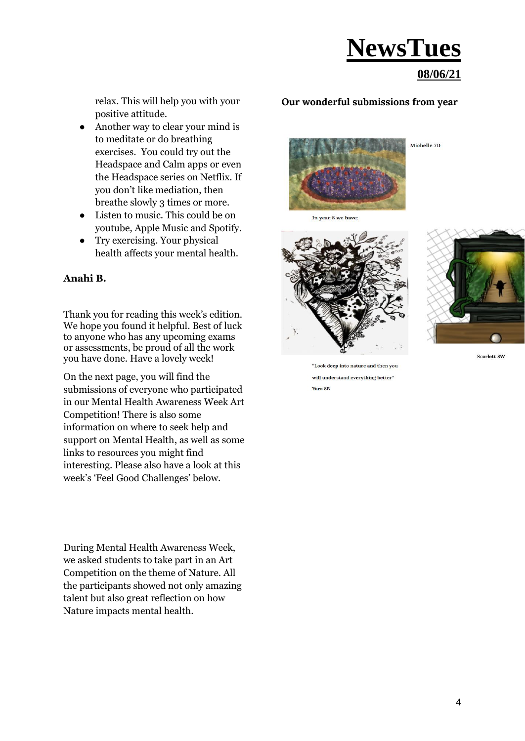# NewsTues

**08/06/21**

relax. This will help you with your positive attitude.

- Another way to clear your mind is to meditate or do breathing exercises. You could try out the Headspace and Calm apps or even the Headspace series on Netflix. If you don't like mediation, then breathe slowly 3 times or more.
- Listen to music. This could be on youtube, Apple Music and Spotify.
- Try exercising. Your physical health affects your mental health.

**Anahi B.**

Thank you for reading this week's edition. We hope you found it helpful. Best of luck to anyone who has any upcoming exams or assessments, be proud of all the work you have done. Have a lovely week!

On the next page, you will find the submissions of everyone who participated in our Mental Health Awareness Week Art Competition! There is also some information on where to seek help and support on Mental Health, as well as some links to resources you might find interesting. Please also have a look at this week's 'Feel Good Challenges' below.

During Mental Health Awareness Week, we asked students to take part in an Art Competition on the theme of Nature. All the participants showed not only amazing talent but also great reflection on how Nature impacts mental health.

**Our wonderful submissions from year**

Michelle 7D

In year 8 we have:

"Look deep into nature and then you will understand everything better"

Yara 8B

Scarlett 8W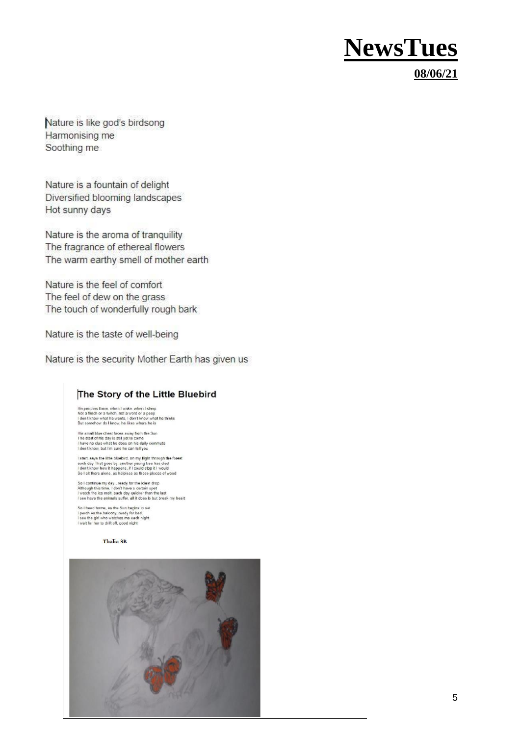Nature is like god's birdsong
Harmonising me
Soothing me

Nature is a fountain of delight
Diversified blooming landscapes
Hot sunny days

Nature is the aroma of tranquility
The fragrance of ethereal flowers
The warm earthy smell of mother earth

Nature is the feel of comfort
The feel of dew on the grass
The touch of wonderfully rough bark

Nature is the taste of well-being

Nature is the security Mother Earth has given us

## The Story of the Little Bluebird

He perches there, when I wake, when I sleep
Not a finch or a twitch, not a word or a peep
I don't know what he wants, I don't know what he thinks
But somehow do I know, he likes where he is

His small blue chest faces away from the Sun
The start of his day is still yet to come
I have no clue what he does on his daily commute
I don't know, but I'm sure he can tell you

I start, says the little bluebird, on my flight through the forest
each day That goes by, another young tree has died
I don't know how it happens, if I could stop it I would
So I sit there alone, as helpless as those pieces of wood

So I continue my day , ready for the iciest drop
Although this time, I don't have a certain spot
I watch the ice melt, each day quicker than the last
I see have the animals suffer, all it does is but break my heart

So I head home, as the Sun begins to set
I perch on the balcony, ready for bed
I see the girl who watches me each night
I wait for her to drift off, good night

**Thalia 8B**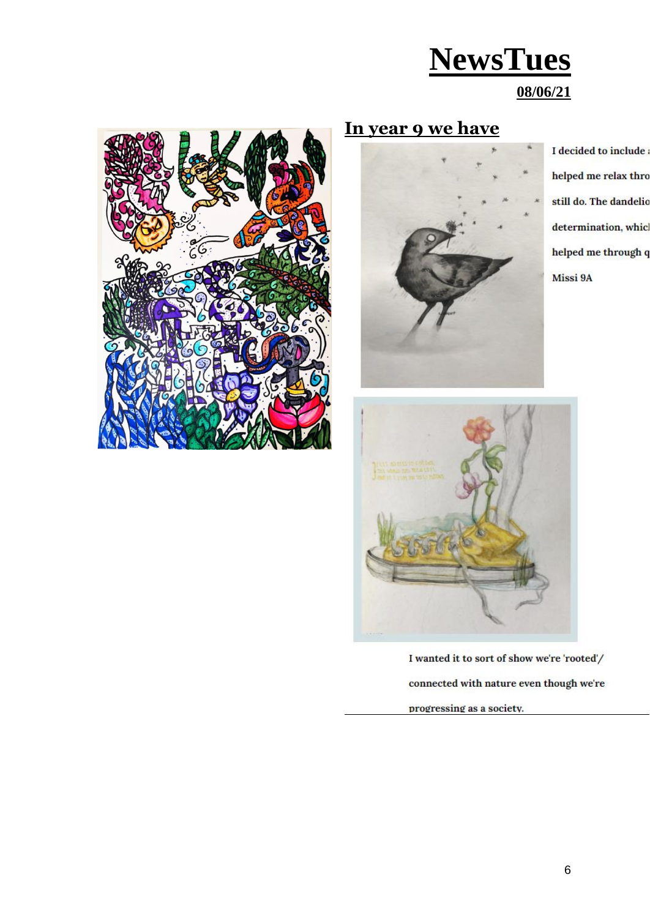# NewsTues

**08/06/21**

## In year 9 we have

I decided to include a

helped me relax thro

still do. The dandelio

determination, which

helped me through q

Missi 9A

I wanted it to sort of show we're 'rooted'/

connected with nature even though we're

progressing as a society.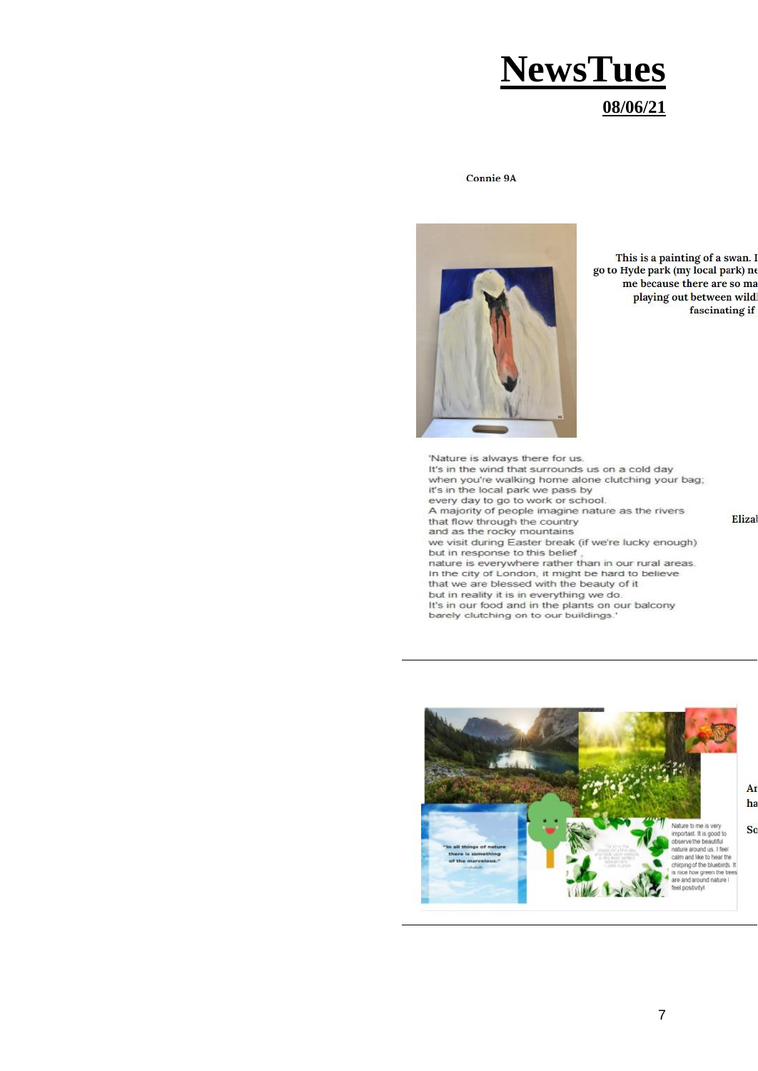# NewsTues

**08/06/21**

Connie 9A

This is a painting of a swan. I
go to Hyde park (my local park) ne
me because there are so ma
playing out between wildl
fascinating if

'Nature is always there for us.
It's in the wind that surrounds us on a cold day
when you're walking home alone clutching your bag;
it's in the local park we pass by
every day to go to work or school.
A majority of people imagine nature as the rivers
that flow through the country
and as the rocky mountains
we visit during Easter break (if we're lucky enough)
but in response to this belief ,
nature is everywhere rather than in our rural areas.
In the city of London, it might be hard to believe
that we are blessed with the beauty of it
but in reality it is in everything we do.
It's in our food and in the plants on our balcony
barely clutching on to our buildings.'

Elizal

---

"In all things of nature there is something of the marvelous."

Nature to me is very important. It is good to observe the beautiful nature around us. I feel calm and like to hear the chirping of the bluebirds. It is nice how green the trees are and around nature I feel positivity!

Ar
ha

So

---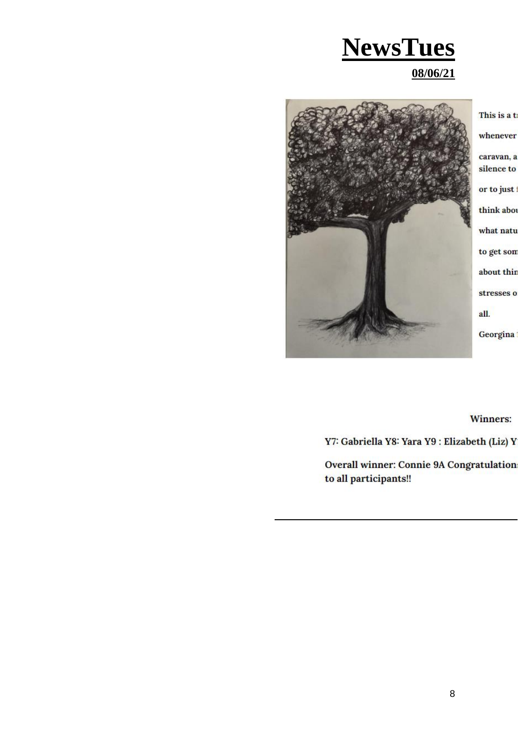# NewsTues

**08/06/21**

This is a tr

whenever

caravan, a
silence to

or to just f

think abou

what natu

to get som

about thin

stresses o

all.

Georgina

Winners:

Y7: Gabriella Y8: Yara Y9 : Elizabeth (Liz) Y

Overall winner: Connie 9A Congratulations to all participants!!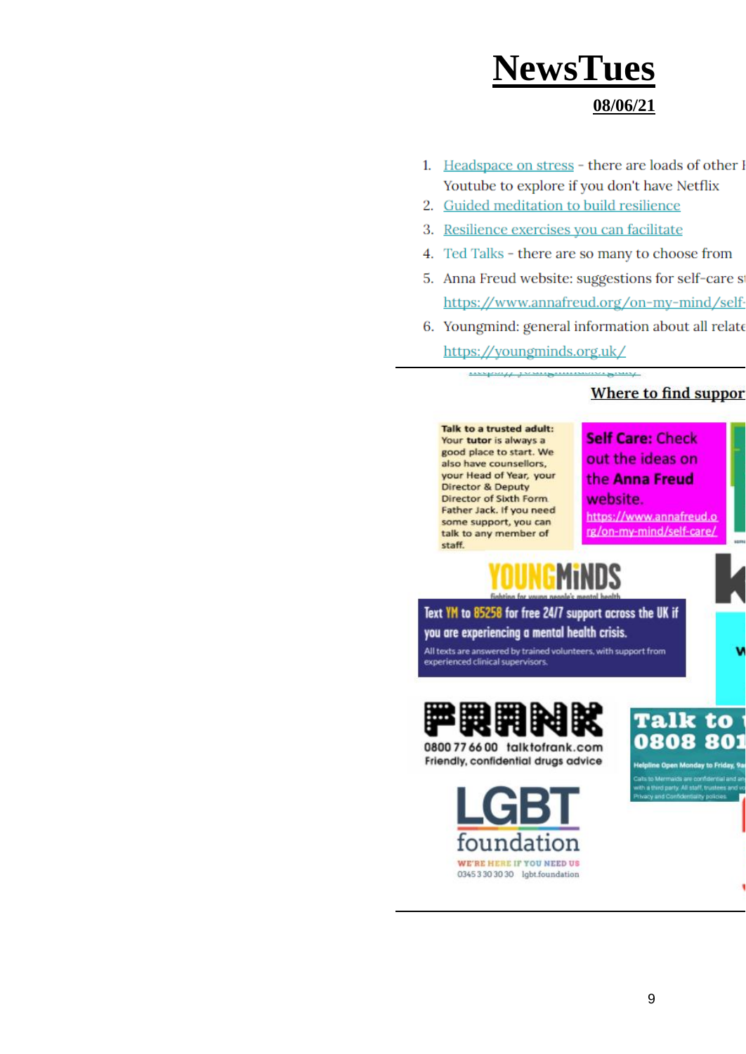# NewsTues

**08/06/21**

1. Headspace on stress - there are loads of other I Youtube to explore if you don't have Netflix
2. Guided meditation to build resilience
3. Resilience exercises you can facilitate
4. Ted Talks - there are so many to choose from
5. Anna Freud website: suggestions for self-care st https://www.annafreud.org/on-my-mind/self-
6. Youngmind: general information about all relate https://youngminds.org.uk/

---

## Where to find suppor

**Talk to a trusted adult:** Your **tutor** is always a good place to start. We also have counsellors, your Head of Year, your Director & Deputy Director of Sixth Form, Father Jack. If you need some support, you can talk to any member of staff.

**Self Care:** Check out the ideas on the **Anna Freud** website. https://www.annafreud.org/on-my-mind/self-care/

YOUNGMINDS
fighting for young people's mental health

Text YM to 85258 for free 24/7 support across the UK if you are experiencing a mental health crisis.

All texts are answered by trained volunteers, with support from experienced clinical supervisors.

FRANK
0800 77 66 00 talktofrank.com
Friendly, confidential drugs advice

Talk to 
0808 801

Helpline Open Monday to Friday, 9a

Calls to Mermaids are confidential and an with a third party. All staff, trustees and vo Privacy and Confidentiality policies

LGBT foundation
WE'RE HERE IF YOU NEED US
0345 3 30 30 30 lgbt.foundation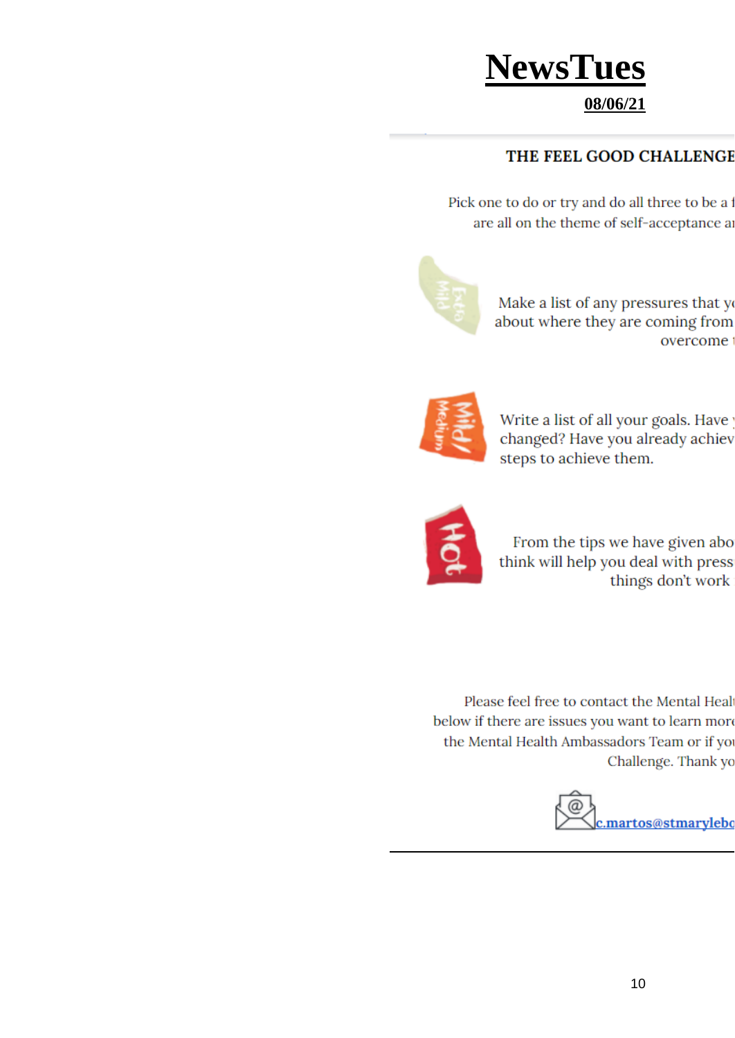# NewsTues

**08/06/21**

## THE FEEL GOOD CHALLENGE

Pick one to do or try and do all three to be a f
are all on the theme of self-acceptance a

Extra Mild

Make a list of any pressures that yo
about where they are coming from
overcome t

Mild/ Medium

Write a list of all your goals. Have y
changed? Have you already achiev
steps to achieve them.

Hot

From the tips we have given abo
think will help you deal with press
things don't work

Please feel free to contact the Mental Healt
below if there are issues you want to learn more
the Mental Health Ambassadors Team or if you
Challenge. Thank yo

c.martos@stmarylebo